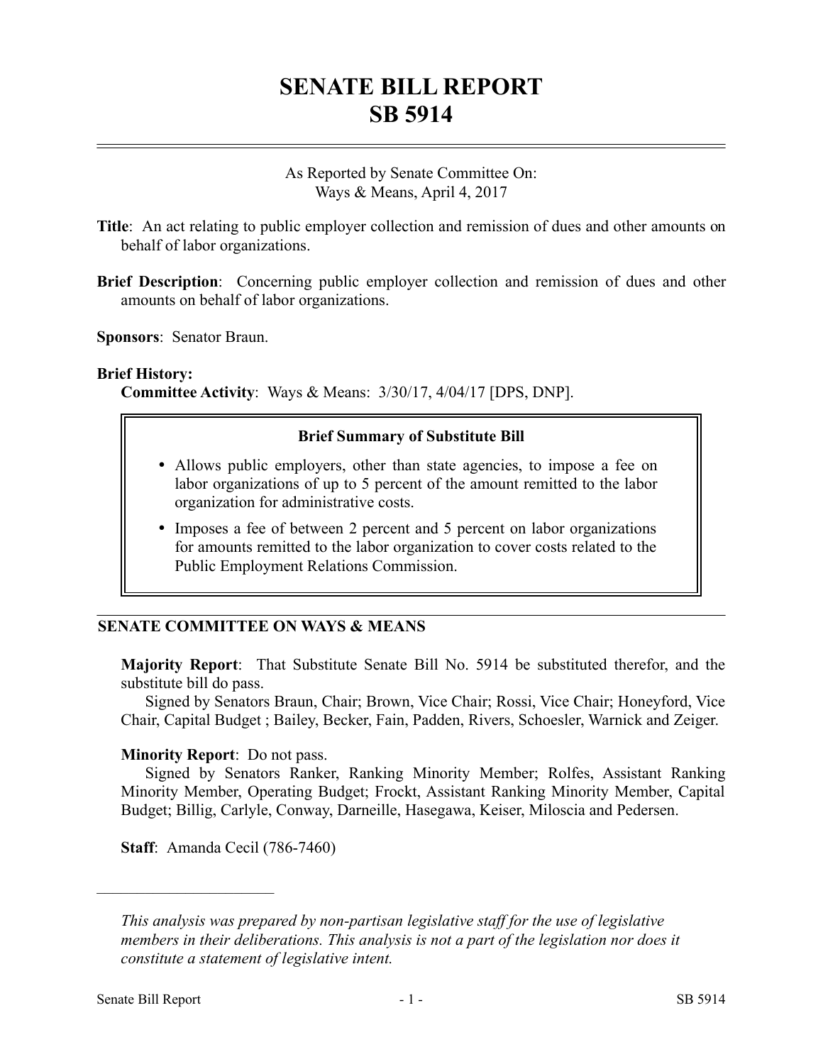# SENATE BILL REPORT
# SB 5914

As Reported by Senate Committee On:
Ways & Means, April 4, 2017

**Title**: An act relating to public employer collection and remission of dues and other amounts on behalf of labor organizations.

**Brief Description**: Concerning public employer collection and remission of dues and other amounts on behalf of labor organizations.

**Sponsors**: Senator Braun.

**Brief History:**

**Committee Activity**: Ways & Means: 3/30/17, 4/04/17 [DPS, DNP].

**Brief Summary of Substitute Bill**

- Allows public employers, other than state agencies, to impose a fee on labor organizations of up to 5 percent of the amount remitted to the labor organization for administrative costs.
- Imposes a fee of between 2 percent and 5 percent on labor organizations for amounts remitted to the labor organization to cover costs related to the Public Employment Relations Commission.

## SENATE COMMITTEE ON WAYS & MEANS

**Majority Report**: That Substitute Senate Bill No. 5914 be substituted therefor, and the substitute bill do pass.

Signed by Senators Braun, Chair; Brown, Vice Chair; Rossi, Vice Chair; Honeyford, Vice Chair, Capital Budget ; Bailey, Becker, Fain, Padden, Rivers, Schoesler, Warnick and Zeiger.

**Minority Report**: Do not pass.

Signed by Senators Ranker, Ranking Minority Member; Rolfes, Assistant Ranking Minority Member, Operating Budget; Frockt, Assistant Ranking Minority Member, Capital Budget; Billig, Carlyle, Conway, Darneille, Hasegawa, Keiser, Miloscia and Pedersen.

**Staff**: Amanda Cecil (786-7460)

---

*This analysis was prepared by non-partisan legislative staff for the use of legislative members in their deliberations. This analysis is not a part of the legislation nor does it constitute a statement of legislative intent.*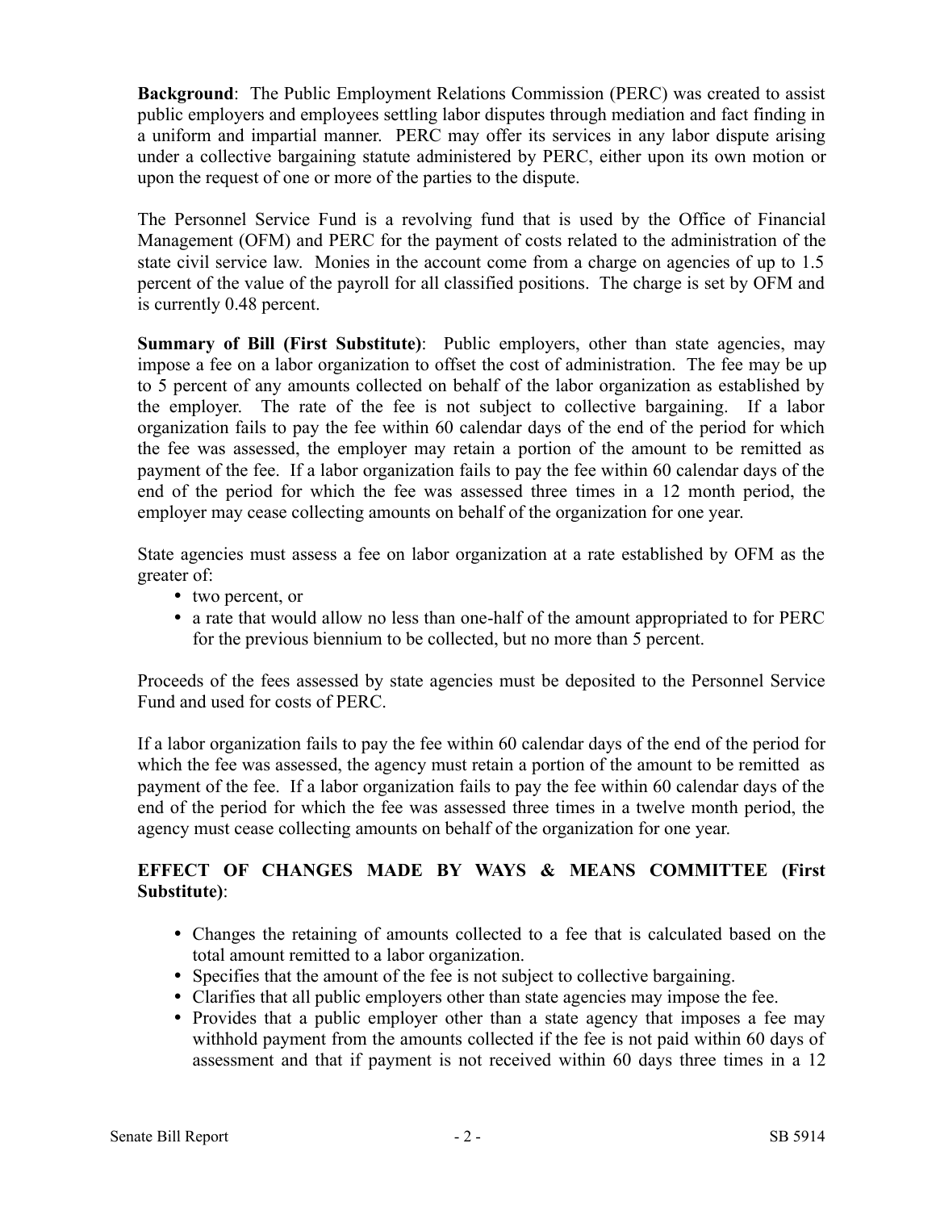**Background**: The Public Employment Relations Commission (PERC) was created to assist public employers and employees settling labor disputes through mediation and fact finding in a uniform and impartial manner. PERC may offer its services in any labor dispute arising under a collective bargaining statute administered by PERC, either upon its own motion or upon the request of one or more of the parties to the dispute.

The Personnel Service Fund is a revolving fund that is used by the Office of Financial Management (OFM) and PERC for the payment of costs related to the administration of the state civil service law. Monies in the account come from a charge on agencies of up to 1.5 percent of the value of the payroll for all classified positions. The charge is set by OFM and is currently 0.48 percent.

**Summary of Bill (First Substitute)**: Public employers, other than state agencies, may impose a fee on a labor organization to offset the cost of administration. The fee may be up to 5 percent of any amounts collected on behalf of the labor organization as established by the employer. The rate of the fee is not subject to collective bargaining. If a labor organization fails to pay the fee within 60 calendar days of the end of the period for which the fee was assessed, the employer may retain a portion of the amount to be remitted as payment of the fee. If a labor organization fails to pay the fee within 60 calendar days of the end of the period for which the fee was assessed three times in a 12 month period, the employer may cease collecting amounts on behalf of the organization for one year.

State agencies must assess a fee on labor organization at a rate established by OFM as the greater of:

- two percent, or
- a rate that would allow no less than one-half of the amount appropriated to for PERC for the previous biennium to be collected, but no more than 5 percent.

Proceeds of the fees assessed by state agencies must be deposited to the Personnel Service Fund and used for costs of PERC.

If a labor organization fails to pay the fee within 60 calendar days of the end of the period for which the fee was assessed, the agency must retain a portion of the amount to be remitted as payment of the fee. If a labor organization fails to pay the fee within 60 calendar days of the end of the period for which the fee was assessed three times in a twelve month period, the agency must cease collecting amounts on behalf of the organization for one year.

**EFFECT OF CHANGES MADE BY WAYS & MEANS COMMITTEE (First Substitute)**:

- Changes the retaining of amounts collected to a fee that is calculated based on the total amount remitted to a labor organization.
- Specifies that the amount of the fee is not subject to collective bargaining.
- Clarifies that all public employers other than state agencies may impose the fee.
- Provides that a public employer other than a state agency that imposes a fee may withhold payment from the amounts collected if the fee is not paid within 60 days of assessment and that if payment is not received within 60 days three times in a 12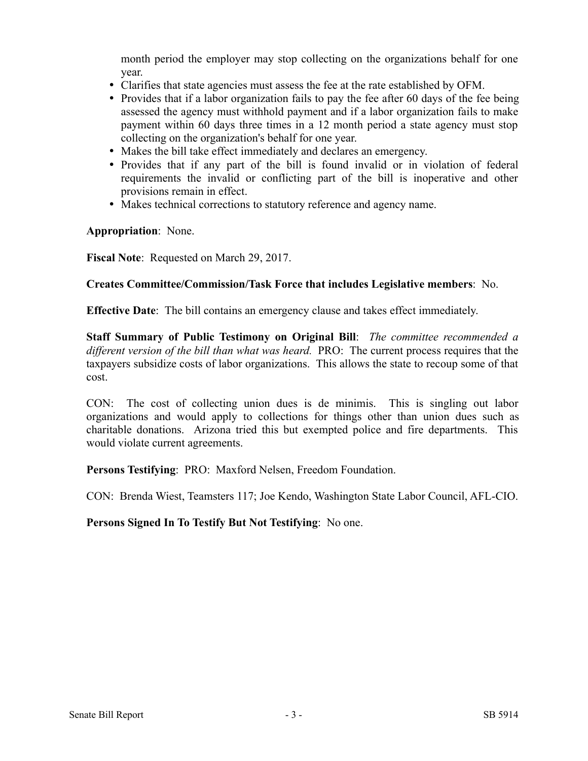month period the employer may stop collecting on the organizations behalf for one year.

- Clarifies that state agencies must assess the fee at the rate established by OFM.
- Provides that if a labor organization fails to pay the fee after 60 days of the fee being assessed the agency must withhold payment and if a labor organization fails to make payment within 60 days three times in a 12 month period a state agency must stop collecting on the organization's behalf for one year.
- Makes the bill take effect immediately and declares an emergency.
- Provides that if any part of the bill is found invalid or in violation of federal requirements the invalid or conflicting part of the bill is inoperative and other provisions remain in effect.
- Makes technical corrections to statutory reference and agency name.

**Appropriation**: None.

**Fiscal Note**: Requested on March 29, 2017.

**Creates Committee/Commission/Task Force that includes Legislative members**: No.

**Effective Date**: The bill contains an emergency clause and takes effect immediately.

**Staff Summary of Public Testimony on Original Bill**: *The committee recommended a different version of the bill than what was heard.* PRO: The current process requires that the taxpayers subsidize costs of labor organizations. This allows the state to recoup some of that cost.

CON: The cost of collecting union dues is de minimis. This is singling out labor organizations and would apply to collections for things other than union dues such as charitable donations. Arizona tried this but exempted police and fire departments. This would violate current agreements.

**Persons Testifying**: PRO: Maxford Nelsen, Freedom Foundation.

CON: Brenda Wiest, Teamsters 117; Joe Kendo, Washington State Labor Council, AFL-CIO.

**Persons Signed In To Testify But Not Testifying**: No one.